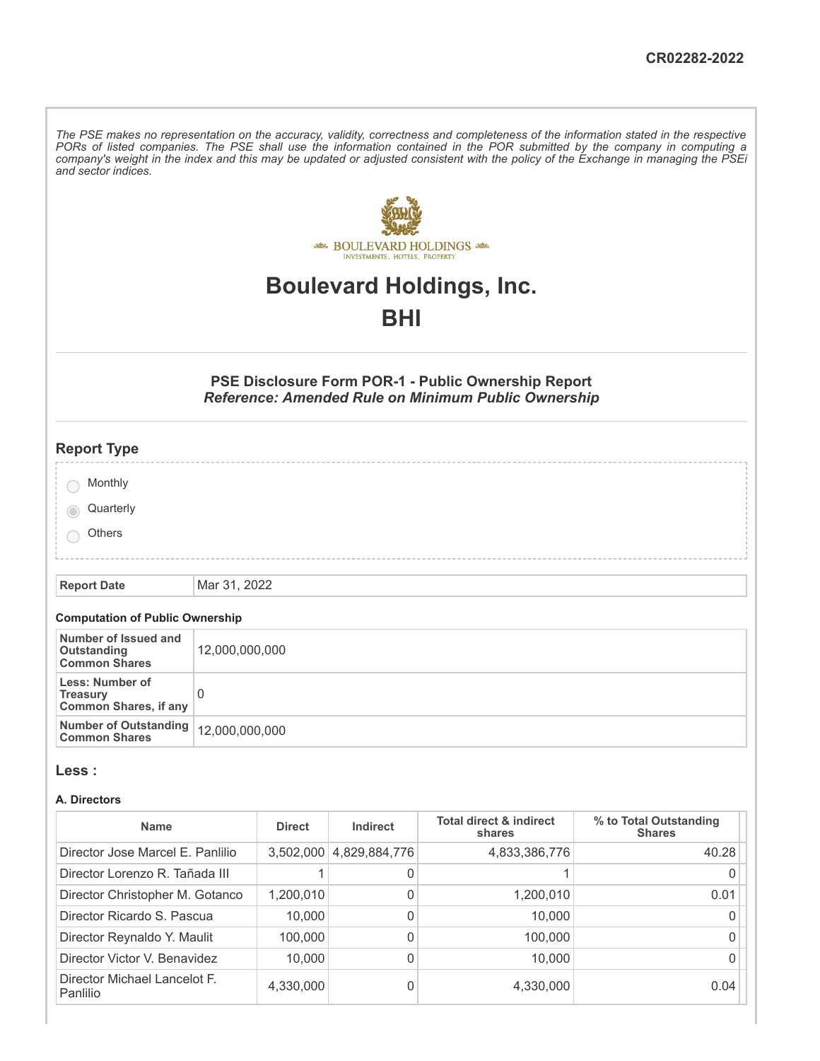CR02282-2022

*The PSE makes no representation on the accuracy, validity, correctness and completeness of the information stated in the respective PORs of listed companies. The PSE shall use the information contained in the POR submitted by the company in computing a company's weight in the index and this may be updated or adjusted consistent with the policy of the Exchange in managing the PSEi and sector indices.*

# Boulevard Holdings, Inc.

# BHI

### PSE Disclosure Form POR-1 - Public Ownership Report

***Reference: Amended Rule on Minimum Public Ownership***

## Report Type

- Monthly
- Quarterly (selected)
- Others

| Report Date | Mar 31, 2022 |
|---|---|

#### Computation of Public Ownership

| | |
|---|---|
| **Number of Issued and Outstanding Common Shares** | 12,000,000,000 |
| **Less: Number of Treasury Common Shares, if any** | 0 |
| **Number of Outstanding Common Shares** | 12,000,000,000 |

## Less :

#### A. Directors

| Name | Direct | Indirect | Total direct & indirect shares | % to Total Outstanding Shares |
|---|---|---|---|---|
| Director Jose Marcel E. Panlilio | 3,502,000 | 4,829,884,776 | 4,833,386,776 | 40.28 |
| Director Lorenzo R. Tañada III | 1 | 0 | 1 | 0 |
| Director Christopher M. Gotanco | 1,200,010 | 0 | 1,200,010 | 0.01 |
| Director Ricardo S. Pascua | 10,000 | 0 | 10,000 | 0 |
| Director Reynaldo Y. Maulit | 100,000 | 0 | 100,000 | 0 |
| Director Victor V. Benavidez | 10,000 | 0 | 10,000 | 0 |
| Director Michael Lancelot F. Panlilio | 4,330,000 | 0 | 4,330,000 | 0.04 |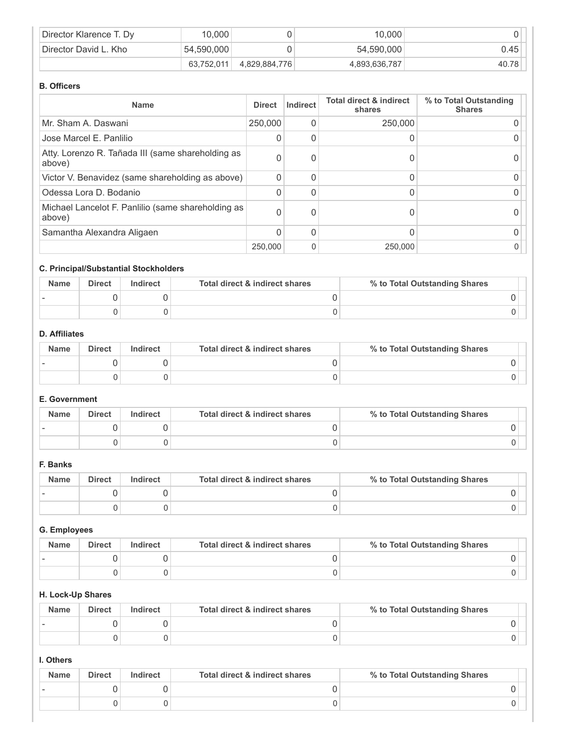| Director Klarence T. Dy | 10,000 | 0 | 10,000 | 0 |
|---|---|---|---|---|
| Director David L. Kho | 54,590,000 | 0 | 54,590,000 | 0.45 |
| | 63,752,011 | 4,829,884,776 | 4,893,636,787 | 40.78 |

**B. Officers**

| Name | Direct | Indirect | Total direct & indirect shares | % to Total Outstanding Shares |
|---|---|---|---|---|
| Mr. Sham A. Daswani | 250,000 | 0 | 250,000 | 0 |
| Jose Marcel E. Panlilio | 0 | 0 | 0 | 0 |
| Atty. Lorenzo R. Tañada III (same shareholding as above) | 0 | 0 | 0 | 0 |
| Victor V. Benavidez (same shareholding as above) | 0 | 0 | 0 | 0 |
| Odessa Lora D. Bodanio | 0 | 0 | 0 | 0 |
| Michael Lancelot F. Panlilio (same shareholding as above) | 0 | 0 | 0 | 0 |
| Samantha Alexandra Aligaen | 0 | 0 | 0 | 0 |
| | 250,000 | 0 | 250,000 | 0 |

**C. Principal/Substantial Stockholders**

| Name | Direct | Indirect | Total direct & indirect shares | % to Total Outstanding Shares |
|---|---|---|---|---|
| - | 0 | 0 | 0 | 0 |
| | 0 | 0 | 0 | 0 |

**D. Affiliates**

| Name | Direct | Indirect | Total direct & indirect shares | % to Total Outstanding Shares |
|---|---|---|---|---|
| - | 0 | 0 | 0 | 0 |
| | 0 | 0 | 0 | 0 |

**E. Government**

| Name | Direct | Indirect | Total direct & indirect shares | % to Total Outstanding Shares |
|---|---|---|---|---|
| - | 0 | 0 | 0 | 0 |
| | 0 | 0 | 0 | 0 |

**F. Banks**

| Name | Direct | Indirect | Total direct & indirect shares | % to Total Outstanding Shares |
|---|---|---|---|---|
| - | 0 | 0 | 0 | 0 |
| | 0 | 0 | 0 | 0 |

**G. Employees**

| Name | Direct | Indirect | Total direct & indirect shares | % to Total Outstanding Shares |
|---|---|---|---|---|
| - | 0 | 0 | 0 | 0 |
| | 0 | 0 | 0 | 0 |

**H. Lock-Up Shares**

| Name | Direct | Indirect | Total direct & indirect shares | % to Total Outstanding Shares |
|---|---|---|---|---|
| - | 0 | 0 | 0 | 0 |
| | 0 | 0 | 0 | 0 |

**I. Others**

| Name | Direct | Indirect | Total direct & indirect shares | % to Total Outstanding Shares |
|---|---|---|---|---|
| - | 0 | 0 | 0 | 0 |
| | 0 | 0 | 0 | 0 |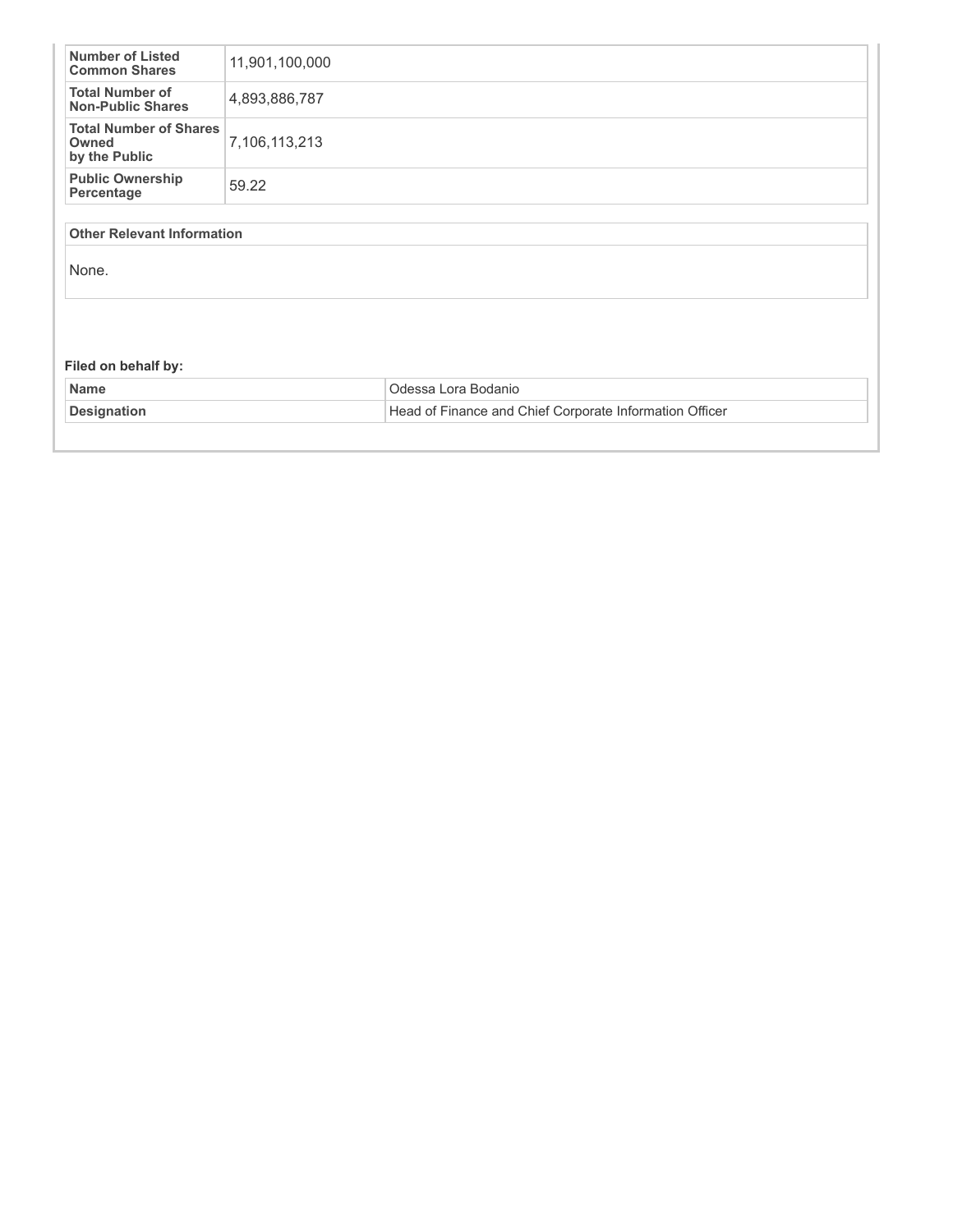| | |
|---|---|
| **Number of Listed Common Shares** | 11,901,100,000 |
| **Total Number of Non-Public Shares** | 4,893,886,787 |
| **Total Number of Shares Owned by the Public** | 7,106,113,213 |
| **Public Ownership Percentage** | 59.22 |

| **Other Relevant Information** |
|---|
| None. |

**Filed on behalf by:**

| | |
|---|---|
| **Name** | Odessa Lora Bodanio |
| **Designation** | Head of Finance and Chief Corporate Information Officer |